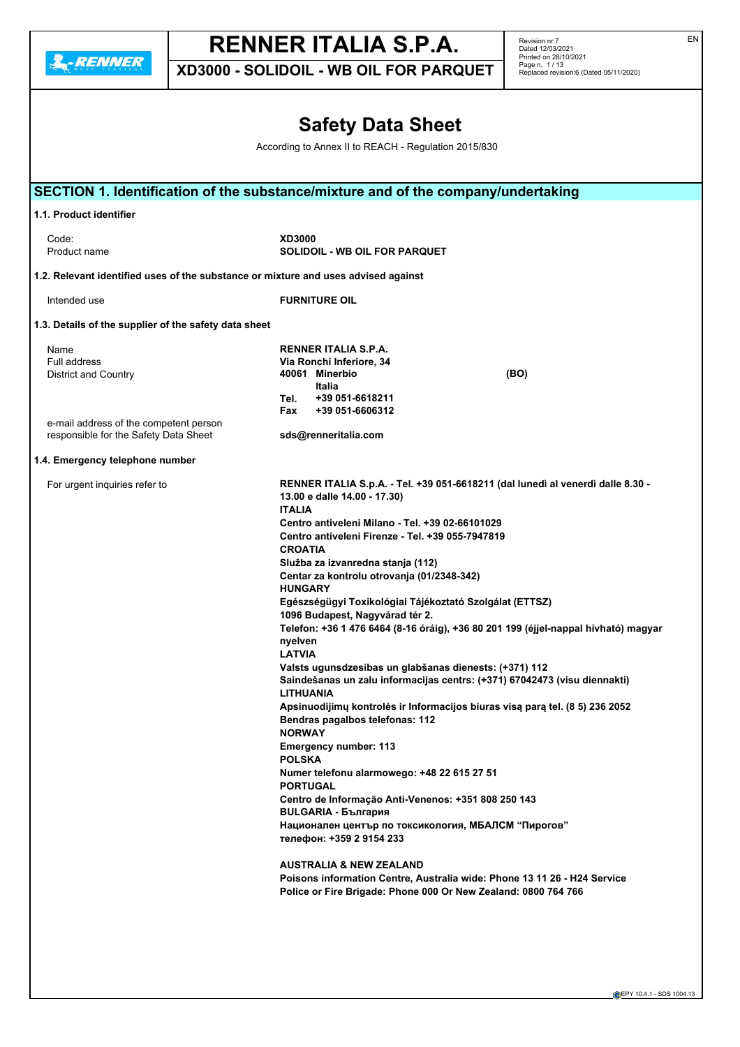# Safety Data Sheet

According to Annex II to REACH - Regulation 2015/830

## SECTION 1. Identification of the substance/mixture and of the company/undertaking

### 1.1. Product identifier

| | |
|---|---|
| Code: | **XD3000** |
| Product name | **SOLIDOIL - WB OIL FOR PARQUET** |

### 1.2. Relevant identified uses of the substance or mixture and uses advised against

| | |
|---|---|
| Intended use | **FURNITURE OIL** |

### 1.3. Details of the supplier of the safety data sheet

| | |
|---|---|
| Name | **RENNER ITALIA S.P.A.** |
| Full address | **Via Ronchi Inferiore, 34** |
| District and Country | **40061 Minerbio (BO)** |
| | **Italia** |
| | **Tel. +39 051-6618211** |
| | **Fax +39 051-6606312** |
| e-mail address of the competent person responsible for the Safety Data Sheet | **sds@renneritalia.com** |

### 1.4. Emergency telephone number

For urgent inquiries refer to

**RENNER ITALIA S.p.A. - Tel. +39 051-6618211 (dal lunedì al venerdì dalle 8.30 - 13.00 e dalle 14.00 - 17.30)**
**ITALIA**
**Centro antiveleni Milano - Tel. +39 02-66101029**
**Centro antiveleni Firenze - Tel. +39 055-7947819**
**CROATIA**
**Služba za izvanredna stanja (112)**
**Centar za kontrolu otrovanja (01/2348-342)**
**HUNGARY**
**Egészségügyi Toxikológiai Tájékoztató Szolgálat (ETTSZ)**
**1096 Budapest, Nagyvárad tér 2.**
**Telefon: +36 1 476 6464 (8-16 óráig), +36 80 201 199 (éjjel-nappal hívható) magyar nyelven**
**LATVIA**
**Valsts ugunsdzesibas un glabšanas dienests: (+371) 112**
**Saindešanas un zalu informacijas centrs: (+371) 67042473 (visu diennakti)**
**LITHUANIA**
**Apsinuodijimų kontrolės ir Informacijos biuras visą parą tel. (8 5) 236 2052**
**Bendras pagalbos telefonas: 112**
**NORWAY**
**Emergency number: 113**
**POLSKA**
**Numer telefonu alarmowego: +48 22 615 27 51**
**PORTUGAL**
**Centro de Informação Anti-Venenos: +351 808 250 143**
**BULGARIA - България**
**Национален център по токсикология, МБАЛСМ "Пирогов"**
**телефон: +359 2 9154 233**

**AUSTRALIA & NEW ZEALAND**
**Poisons information Centre, Australia wide: Phone 13 11 26 - H24 Service**
**Police or Fire Brigade: Phone 000 Or New Zealand: 0800 764 766**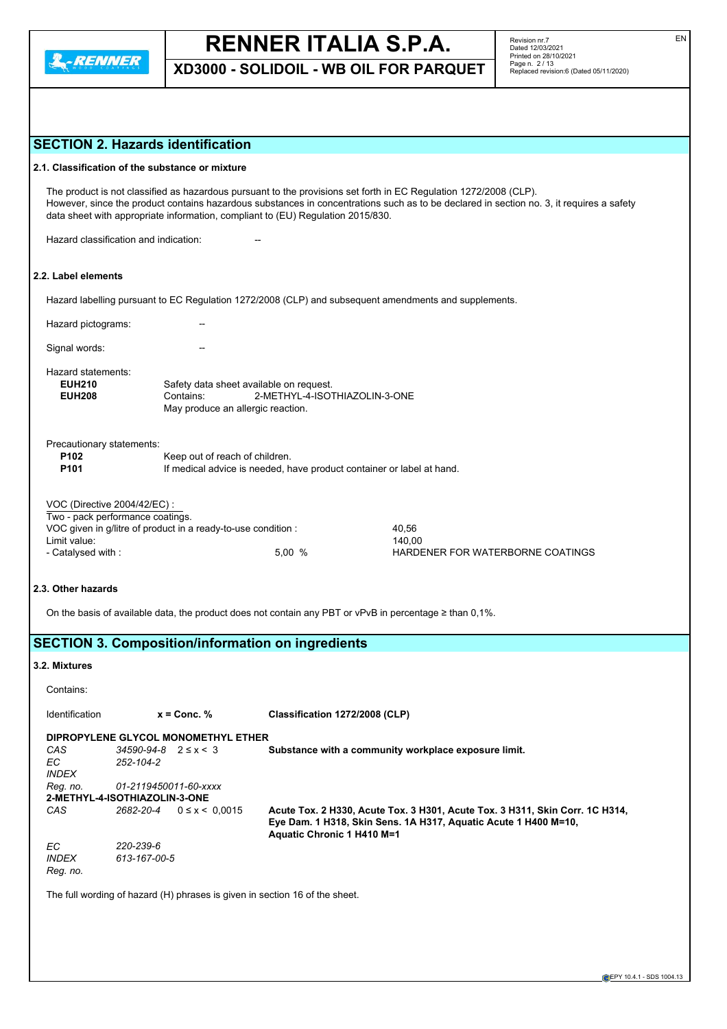## SECTION 2. Hazards identification

### 2.1. Classification of the substance or mixture

The product is not classified as hazardous pursuant to the provisions set forth in EC Regulation 1272/2008 (CLP).
However, since the product contains hazardous substances in concentrations such as to be declared in section no. 3, it requires a safety data sheet with appropriate information, compliant to (EU) Regulation 2015/830.

Hazard classification and indication: --

### 2.2. Label elements

Hazard labelling pursuant to EC Regulation 1272/2008 (CLP) and subsequent amendments and supplements.

Hazard pictograms: --

Signal words: --

Hazard statements:

**EUH210** Safety data sheet available on request.
**EUH208** Contains: 2-METHYL-4-ISOTHIAZOLIN-3-ONE
May produce an allergic reaction.

Precautionary statements:

**P102** Keep out of reach of children.
**P101** If medical advice is needed, have product container or label at hand.

VOC (Directive 2004/42/EC) :
Two - pack performance coatings.

| | | |
|---|---|---|
| VOC given in g/litre of product in a ready-to-use condition : | | 40,56 |
| Limit value: | | 140,00 |
| - Catalysed with : | 5,00 % | HARDENER FOR WATERBORNE COATINGS |

### 2.3. Other hazards

On the basis of available data, the product does not contain any PBT or vPvB in percentage ≥ than 0,1%.

## SECTION 3. Composition/information on ingredients

### 3.2. Mixtures

Contains:

| Identification | | x = Conc. % | Classification 1272/2008 (CLP) |
|---|---|---|---|
| **DIPROPYLENE GLYCOL MONOMETHYL ETHER** | | | |
| *CAS* | *34590-94-8* | 2 ≤ x < 3 | **Substance with a community workplace exposure limit.** |
| *EC* | *252-104-2* | | |
| *INDEX* | | | |
| *Reg. no.* | *01-2119450011-60-xxxx* | | |
| **2-METHYL-4-ISOTHIAZOLIN-3-ONE** | | | |
| *CAS* | *2682-20-4* | 0 ≤ x < 0,0015 | **Acute Tox. 2 H330, Acute Tox. 3 H301, Acute Tox. 3 H311, Skin Corr. 1C H314, Eye Dam. 1 H318, Skin Sens. 1A H317, Aquatic Acute 1 H400 M=10, Aquatic Chronic 1 H410 M=1** |
| *EC* | *220-239-6* | | |
| *INDEX* | *613-167-00-5* | | |
| *Reg. no.* | | | |

The full wording of hazard (H) phrases is given in section 16 of the sheet.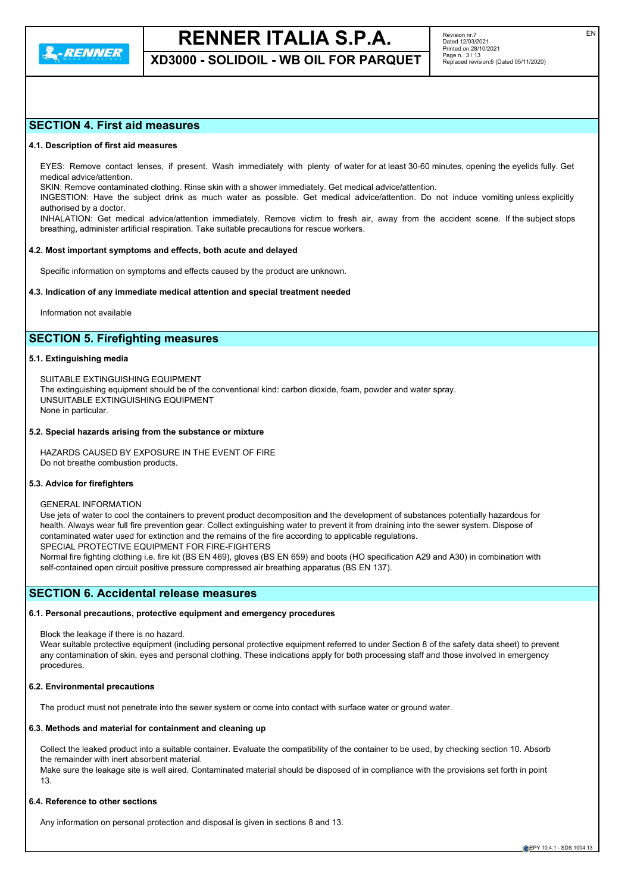## SECTION 4. First aid measures

### 4.1. Description of first aid measures

EYES: Remove contact lenses, if present. Wash immediately with plenty of water for at least 30-60 minutes, opening the eyelids fully. Get medical advice/attention.
SKIN: Remove contaminated clothing. Rinse skin with a shower immediately. Get medical advice/attention.
INGESTION: Have the subject drink as much water as possible. Get medical advice/attention. Do not induce vomiting unless explicitly authorised by a doctor.
INHALATION: Get medical advice/attention immediately. Remove victim to fresh air, away from the accident scene. If the subject stops breathing, administer artificial respiration. Take suitable precautions for rescue workers.

### 4.2. Most important symptoms and effects, both acute and delayed

Specific information on symptoms and effects caused by the product are unknown.

### 4.3. Indication of any immediate medical attention and special treatment needed

Information not available

## SECTION 5. Firefighting measures

### 5.1. Extinguishing media

SUITABLE EXTINGUISHING EQUIPMENT
The extinguishing equipment should be of the conventional kind: carbon dioxide, foam, powder and water spray.
UNSUITABLE EXTINGUISHING EQUIPMENT
None in particular.

### 5.2. Special hazards arising from the substance or mixture

HAZARDS CAUSED BY EXPOSURE IN THE EVENT OF FIRE
Do not breathe combustion products.

### 5.3. Advice for firefighters

GENERAL INFORMATION
Use jets of water to cool the containers to prevent product decomposition and the development of substances potentially hazardous for health. Always wear full fire prevention gear. Collect extinguishing water to prevent it from draining into the sewer system. Dispose of contaminated water used for extinction and the remains of the fire according to applicable regulations.
SPECIAL PROTECTIVE EQUIPMENT FOR FIRE-FIGHTERS
Normal fire fighting clothing i.e. fire kit (BS EN 469), gloves (BS EN 659) and boots (HO specification A29 and A30) in combination with self-contained open circuit positive pressure compressed air breathing apparatus (BS EN 137).

## SECTION 6. Accidental release measures

### 6.1. Personal precautions, protective equipment and emergency procedures

Block the leakage if there is no hazard.
Wear suitable protective equipment (including personal protective equipment referred to under Section 8 of the safety data sheet) to prevent any contamination of skin, eyes and personal clothing. These indications apply for both processing staff and those involved in emergency procedures.

### 6.2. Environmental precautions

The product must not penetrate into the sewer system or come into contact with surface water or ground water.

### 6.3. Methods and material for containment and cleaning up

Collect the leaked product into a suitable container. Evaluate the compatibility of the container to be used, by checking section 10. Absorb the remainder with inert absorbent material.
Make sure the leakage site is well aired. Contaminated material should be disposed of in compliance with the provisions set forth in point 13.

### 6.4. Reference to other sections

Any information on personal protection and disposal is given in sections 8 and 13.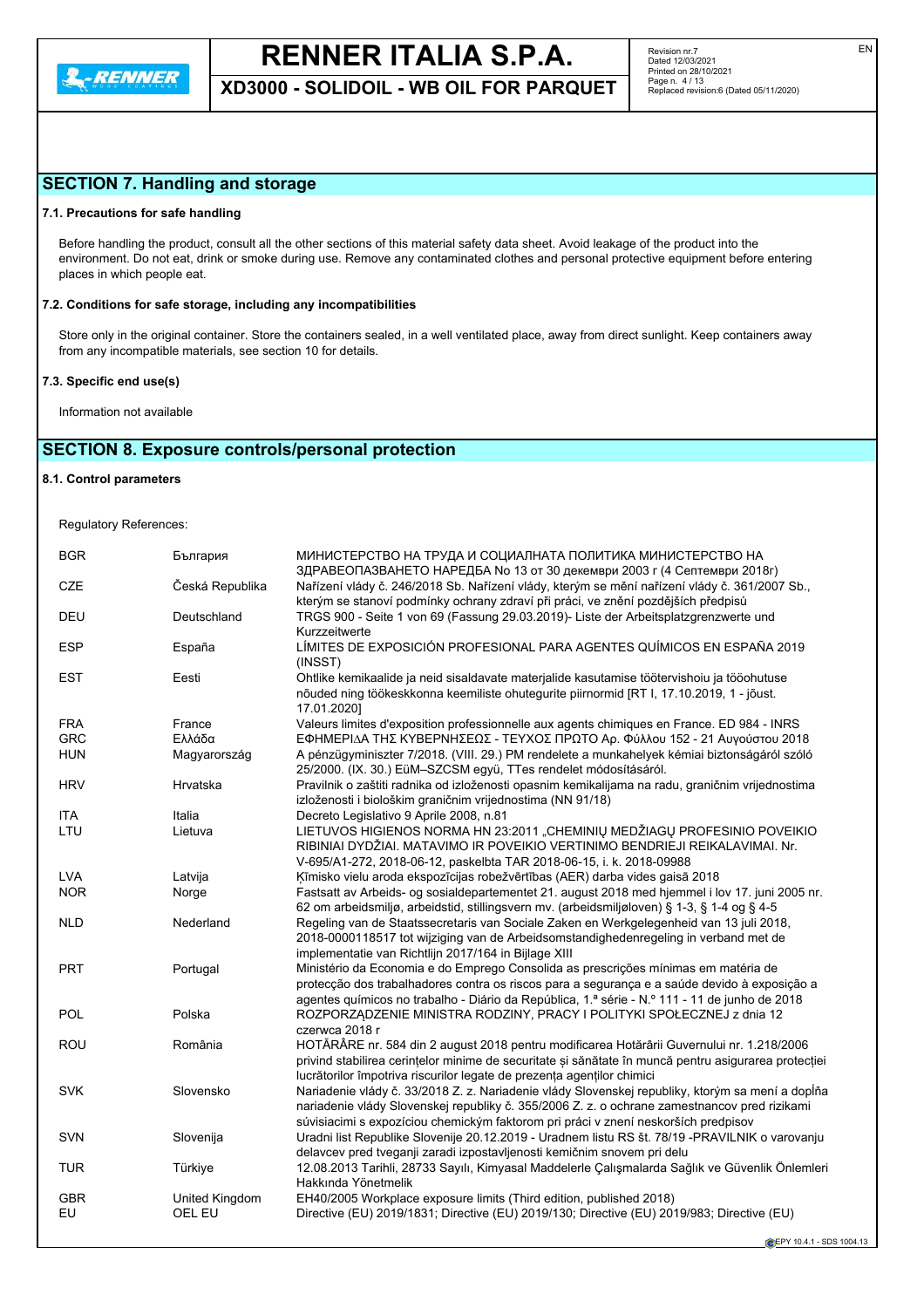## SECTION 7. Handling and storage

### 7.1. Precautions for safe handling

Before handling the product, consult all the other sections of this material safety data sheet. Avoid leakage of the product into the environment. Do not eat, drink or smoke during use. Remove any contaminated clothes and personal protective equipment before entering places in which people eat.

### 7.2. Conditions for safe storage, including any incompatibilities

Store only in the original container. Store the containers sealed, in a well ventilated place, away from direct sunlight. Keep containers away from any incompatible materials, see section 10 for details.

### 7.3. Specific end use(s)

Information not available

## SECTION 8. Exposure controls/personal protection

### 8.1. Control parameters

Regulatory References:

| | | |
|---|---|---|
| BGR | България | МИНИСТЕРСТВО НА ТРУДА И СОЦИАЛНАТА ПОЛИТИКА МИНИСТЕРСТВО НА ЗДРАВЕОПАЗВАНЕТО НАРЕДБА No 13 от 30 декември 2003 г (4 Септември 2018г) |
| CZE | Česká Republika | Nařízení vlády č. 246/2018 Sb. Nařízení vlády, kterým se mění nařízení vlády č. 361/2007 Sb., kterým se stanoví podmínky ochrany zdraví při práci, ve znění pozdějších předpisů |
| DEU | Deutschland | TRGS 900 - Seite 1 von 69 (Fassung 29.03.2019)- Liste der Arbeitsplatzgrenzwerte und Kurzzeitwerte |
| ESP | España | LÍMITES DE EXPOSICIÓN PROFESIONAL PARA AGENTES QUÍMICOS EN ESPAÑA 2019 (INSST) |
| EST | Eesti | Ohtlike kemikaalide ja neid sisaldavate materjalide kasutamise töötervishoiu ja tööohutuse nõuded ning töökeskkonna keemiliste ohutegurite piirnormid [RT I, 17.10.2019, 1 - jõust. 17.01.2020] |
| FRA | France | Valeurs limites d'exposition professionnelle aux agents chimiques en France. ED 984 - INRS |
| GRC | Ελλάδα | ΕΦΗΜΕΡΙΔΑ ΤΗΣ ΚΥΒΕΡΝΗΣΕΩΣ - ΤΕΥΧΟΣ ΠΡΩΤΟ Αρ. Φύλλου 152 - 21 Αυγούστου 2018 |
| HUN | Magyarország | A pénzügyminiszter 7/2018. (VIII. 29.) PM rendelete a munkahelyek kémiai biztonságáról szóló 25/2000. (IX. 30.) EüM–SZCSM együ, TTes rendelet módosításáról. |
| HRV | Hrvatska | Pravilnik o zaštiti radnika od izloženosti opasnim kemikalijama na radu, graničnim vrijednostima izloženosti i biološkim graničnim vrijednostima (NN 91/18) |
| ITA | Italia | Decreto Legislativo 9 Aprile 2008, n.81 |
| LTU | Lietuva | LIETUVOS HIGIENOS NORMA HN 23:2011 „CHEMINIŲ MEDŽIAGŲ PROFESINIO POVEIKIO RIBINIAI DYDŽIAI. MATAVIMO IR POVEIKIO VERTINIMO BENDRIEJI REIKALAVIMAI. Nr. V-695/A1-272, 2018-06-12, paskelbta TAR 2018-06-15, i. k. 2018-09988 |
| LVA | Latvija | Ķīmisko vielu aroda ekspozīcijas robežvērtības (AER) darba vides gaisā 2018 |
| NOR | Norge | Fastsatt av Arbeids- og sosialdepartementet 21. august 2018 med hjemmel i lov 17. juni 2005 nr. 62 om arbeidsmiljø, arbeidstid, stillingsvern mv. (arbeidsmiljøloven) § 1-3, § 1-4 og § 4-5 |
| NLD | Nederland | Regeling van de Staatssecretaris van Sociale Zaken en Werkgelegenheid van 13 juli 2018, 2018-0000118517 tot wijziging van de Arbeidsomstandighedenregeling in verband met de implementatie van Richtlijn 2017/164 in Bijlage XIII |
| PRT | Portugal | Ministério da Economia e do Emprego Consolida as prescrições mínimas em matéria de protecção dos trabalhadores contra os riscos para a segurança e a saúde devido à exposição a agentes químicos no trabalho - Diário da República, 1.ª série - N.º 111 - 11 de junho de 2018 |
| POL | Polska | ROZPORZĄDZENIE MINISTRA RODZINY, PRACY I POLITYKI SPOŁECZNEJ z dnia 12 czerwca 2018 r |
| ROU | România | HOTĂRÂRE nr. 584 din 2 august 2018 pentru modificarea Hotărârii Guvernului nr. 1.218/2006 privind stabilirea cerințelor minime de securitate și sănătate în muncă pentru asigurarea protecției lucrătorilor împotriva riscurilor legate de prezența agenților chimici |
| SVK | Slovensko | Nariadenie vlády č. 33/2018 Z. z. Nariadenie vlády Slovenskej republiky, ktorým sa mení a dopĺňa nariadenie vlády Slovenskej republiky č. 355/2006 Z. z. o ochrane zamestnancov pred rizikami súvisiacimi s expozíciou chemickým faktorom pri práci v znení neskorších predpisov |
| SVN | Slovenija | Uradni list Republike Slovenije 20.12.2019 - Uradnem listu RS št. 78/19 -PRAVILNIK o varovanju delavcev pred tveganji zaradi izpostavljenosti kemičnim snovem pri delu |
| TUR | Türkiye | 12.08.2013 Tarihli, 28733 Sayılı, Kimyasal Maddelerle Çalışmalarda Sağlık ve Güvenlik Önlemleri Hakkında Yönetmelik |
| GBR | United Kingdom | EH40/2005 Workplace exposure limits (Third edition, published 2018) |
| EU | OEL EU | Directive (EU) 2019/1831; Directive (EU) 2019/130; Directive (EU) 2019/983; Directive (EU) |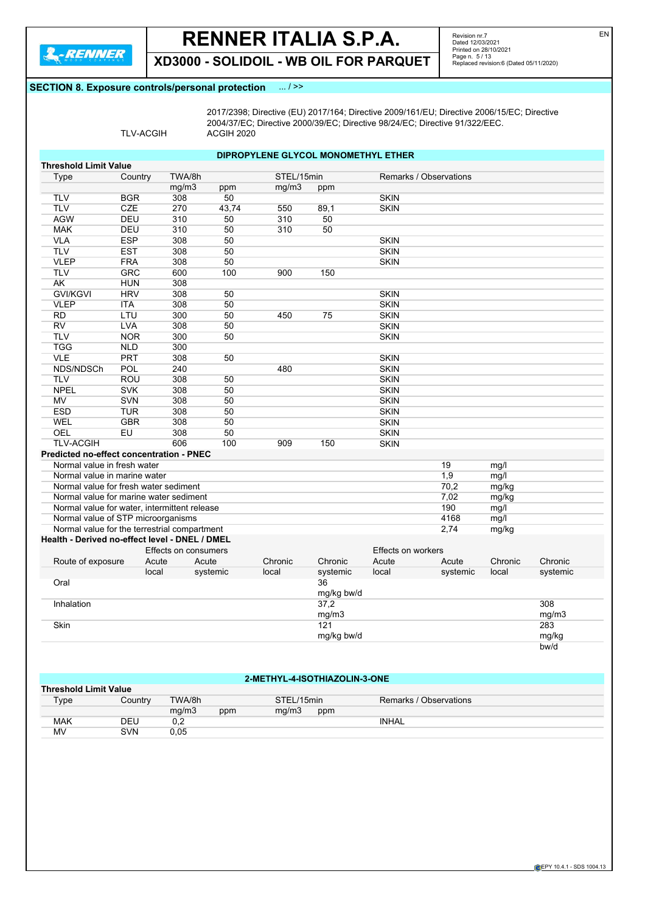## SECTION 8. Exposure controls/personal protection ... / >>

| | |
|---|---|
| | 2017/2398; Directive (EU) 2017/164; Directive 2009/161/EU; Directive 2006/15/EC; Directive 2004/37/EC; Directive 2000/39/EC; Directive 98/24/EC; Directive 91/322/EEC. |
| TLV-ACGIH | ACGIH 2020 |

### DIPROPYLENE GLYCOL MONOMETHYL ETHER

**Threshold Limit Value**

| Type | Country | TWA/8h | | STEL/15min | | Remarks / Observations |
|---|---|---|---|---|---|---|
| | | mg/m3 | ppm | mg/m3 | ppm | |
| TLV | BGR | 308 | 50 | | | SKIN |
| TLV | CZE | 270 | 43,74 | 550 | 89,1 | SKIN |
| AGW | DEU | 310 | 50 | 310 | 50 | |
| MAK | DEU | 310 | 50 | 310 | 50 | |
| VLA | ESP | 308 | 50 | | | SKIN |
| TLV | EST | 308 | 50 | | | SKIN |
| VLEP | FRA | 308 | 50 | | | SKIN |
| TLV | GRC | 600 | 100 | 900 | 150 | |
| AK | HUN | 308 | | | | |
| GVI/KGVI | HRV | 308 | 50 | | | SKIN |
| VLEP | ITA | 308 | 50 | | | SKIN |
| RD | LTU | 300 | 50 | 450 | 75 | SKIN |
| RV | LVA | 308 | 50 | | | SKIN |
| TLV | NOR | 300 | 50 | | | SKIN |
| TGG | NLD | 300 | | | | |
| VLE | PRT | 308 | 50 | | | SKIN |
| NDS/NDSCh | POL | 240 | | 480 | | SKIN |
| TLV | ROU | 308 | 50 | | | SKIN |
| NPEL | SVK | 308 | 50 | | | SKIN |
| MV | SVN | 308 | 50 | | | SKIN |
| ESD | TUR | 308 | 50 | | | SKIN |
| WEL | GBR | 308 | 50 | | | SKIN |
| OEL | EU | 308 | 50 | | | SKIN |
| TLV-ACGIH | | 606 | 100 | 909 | 150 | SKIN |

**Predicted no-effect concentration - PNEC**

| | | |
|---|---|---|
| Normal value in fresh water | 19 | mg/l |
| Normal value in marine water | 1,9 | mg/l |
| Normal value for fresh water sediment | 70,2 | mg/kg |
| Normal value for marine water sediment | 7,02 | mg/kg |
| Normal value for water, intermittent release | 190 | mg/l |
| Normal value of STP microorganisms | 4168 | mg/l |
| Normal value for the terrestrial compartment | 2,74 | mg/kg |

**Health - Derived no-effect level - DNEL / DMEL**

| | Effects on consumers | | | | Effects on workers | | | |
|---|---|---|---|---|---|---|---|---|
| Route of exposure | Acute local | Acute systemic | Chronic local | Chronic systemic | Acute local | Acute systemic | Chronic local | Chronic systemic |
| Oral | | | | 36 mg/kg bw/d | | | | |
| Inhalation | | | | 37,2 mg/m3 | | | | 308 mg/m3 |
| Skin | | | | 121 mg/kg bw/d | | | | 283 mg/kg bw/d |

### 2-METHYL-4-ISOTHIAZOLIN-3-ONE

**Threshold Limit Value**

| Type | Country | TWA/8h | | STEL/15min | | Remarks / Observations |
|---|---|---|---|---|---|---|
| | | mg/m3 | ppm | mg/m3 | ppm | |
| MAK | DEU | 0,2 | | | | INHAL |
| MV | SVN | 0,05 | | | | |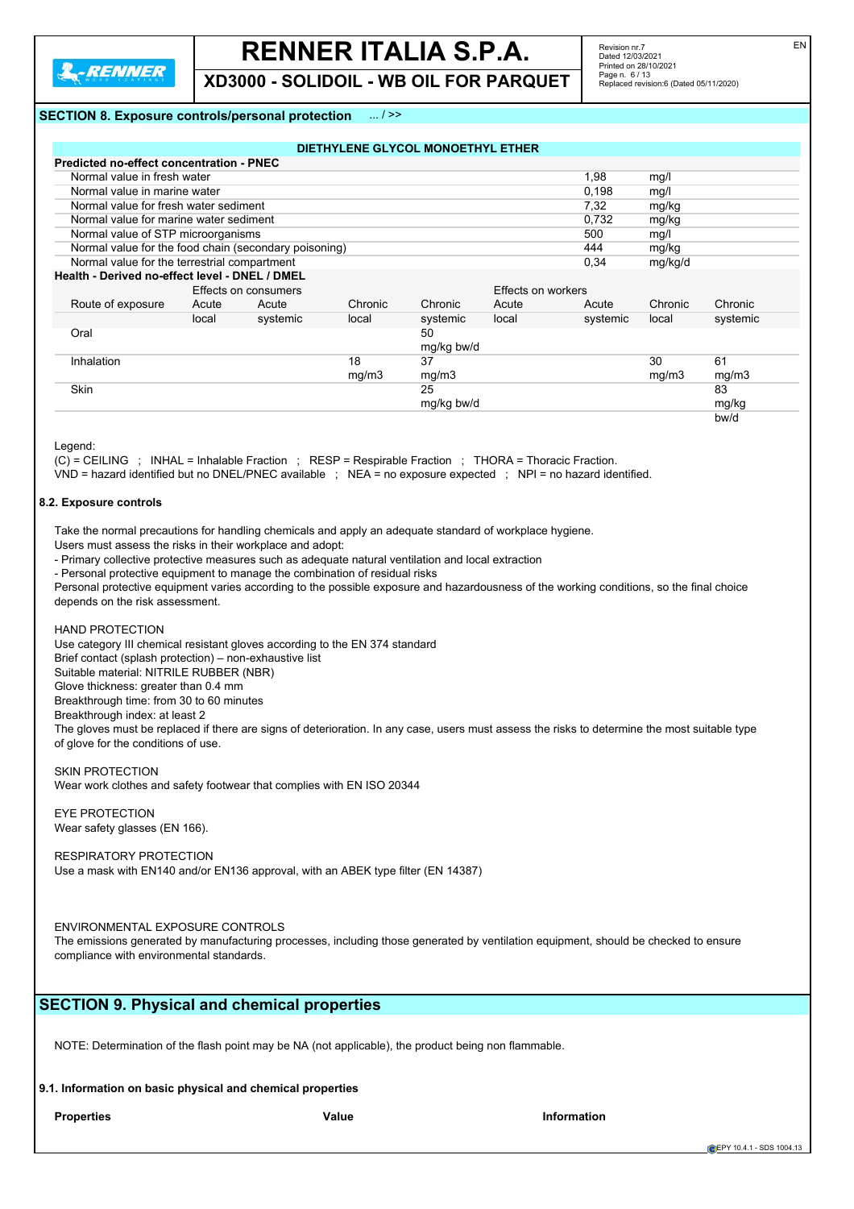## SECTION 8. Exposure controls/personal protection ... / >>

| DIETHYLENE GLYCOL MONOETHYL ETHER | | | | | | | | |
|---|---|---|---|---|---|---|---|---|
| **Predicted no-effect concentration - PNEC** | | | | | | | | |
| Normal value in fresh water | | | | | | 1,98 | mg/l | |
| Normal value in marine water | | | | | | 0,198 | mg/l | |
| Normal value for fresh water sediment | | | | | | 7,32 | mg/kg | |
| Normal value for marine water sediment | | | | | | 0,732 | mg/kg | |
| Normal value of STP microorganisms | | | | | | 500 | mg/l | |
| Normal value for the food chain (secondary poisoning) | | | | | | 444 | mg/kg | |
| Normal value for the terrestrial compartment | | | | | | 0,34 | mg/kg/d | |
| **Health - Derived no-effect level - DNEL / DMEL** | | | | | | | | |
| | Effects on consumers | | | | Effects on workers | | | |
| Route of exposure | Acute local | Acute systemic | Chronic local | Chronic systemic | Acute local | Acute systemic | Chronic local | Chronic systemic |
| Oral | | | | 50 mg/kg bw/d | | | | |
| Inhalation | | | 18 mg/m3 | 37 mg/m3 | | | 30 mg/m3 | 61 mg/m3 |
| Skin | | | | 25 mg/kg bw/d | | | | 83 mg/kg bw/d |

Legend:
(C) = CEILING ; INHAL = Inhalable Fraction ; RESP = Respirable Fraction ; THORA = Thoracic Fraction.
VND = hazard identified but no DNEL/PNEC available ; NEA = no exposure expected ; NPI = no hazard identified.

### 8.2. Exposure controls

Take the normal precautions for handling chemicals and apply an adequate standard of workplace hygiene.
Users must assess the risks in their workplace and adopt:
- Primary collective protective measures such as adequate natural ventilation and local extraction
- Personal protective equipment to manage the combination of residual risks
Personal protective equipment varies according to the possible exposure and hazardousness of the working conditions, so the final choice depends on the risk assessment.

HAND PROTECTION
Use category III chemical resistant gloves according to the EN 374 standard
Brief contact (splash protection) – non-exhaustive list
Suitable material: NITRILE RUBBER (NBR)
Glove thickness: greater than 0.4 mm
Breakthrough time: from 30 to 60 minutes
Breakthrough index: at least 2
The gloves must be replaced if there are signs of deterioration. In any case, users must assess the risks to determine the most suitable type of glove for the conditions of use.

SKIN PROTECTION
Wear work clothes and safety footwear that complies with EN ISO 20344

EYE PROTECTION
Wear safety glasses (EN 166).

RESPIRATORY PROTECTION
Use a mask with EN140 and/or EN136 approval, with an ABEK type filter (EN 14387)

ENVIRONMENTAL EXPOSURE CONTROLS
The emissions generated by manufacturing processes, including those generated by ventilation equipment, should be checked to ensure compliance with environmental standards.

## SECTION 9. Physical and chemical properties

NOTE: Determination of the flash point may be NA (not applicable), the product being non flammable.

### 9.1. Information on basic physical and chemical properties

| Properties | Value | Information |
|---|---|---|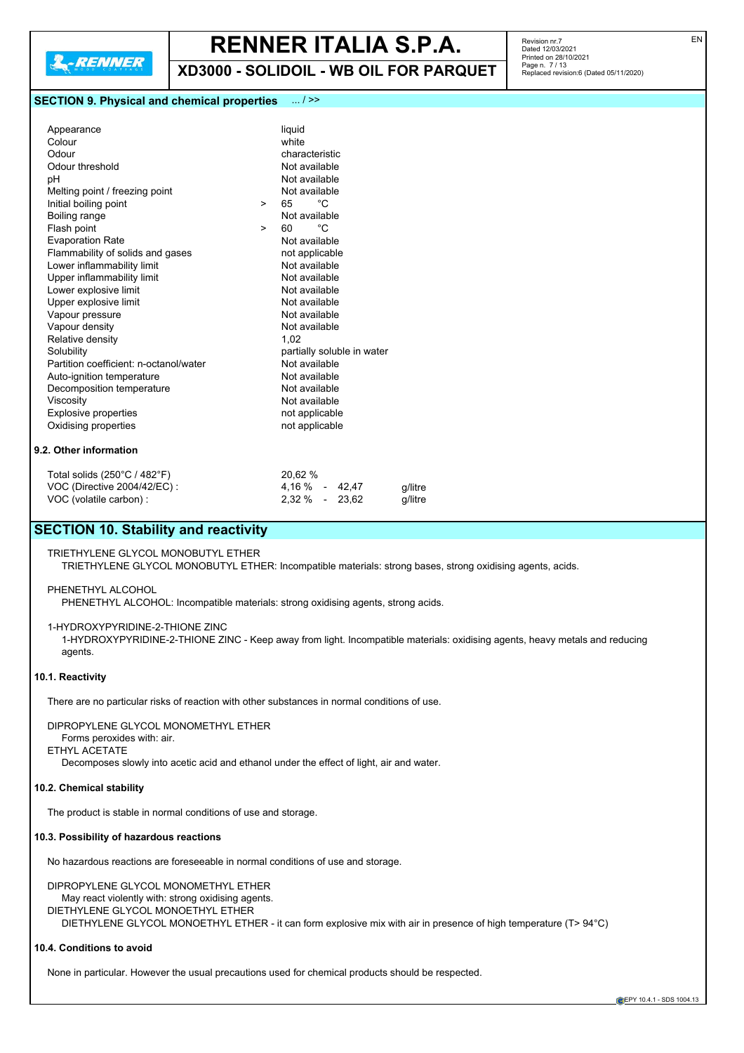## SECTION 9. Physical and chemical properties ... / >>

| | |
|---|---|
| Appearance | liquid |
| Colour | white |
| Odour | characteristic |
| Odour threshold | Not available |
| pH | Not available |
| Melting point / freezing point | Not available |
| Initial boiling point | > 65 °C |
| Boiling range | Not available |
| Flash point | > 60 °C |
| Evaporation Rate | Not available |
| Flammability of solids and gases | not applicable |
| Lower inflammability limit | Not available |
| Upper inflammability limit | Not available |
| Lower explosive limit | Not available |
| Upper explosive limit | Not available |
| Vapour pressure | Not available |
| Vapour density | Not available |
| Relative density | 1,02 |
| Solubility | partially soluble in water |
| Partition coefficient: n-octanol/water | Not available |
| Auto-ignition temperature | Not available |
| Decomposition temperature | Not available |
| Viscosity | Not available |
| Explosive properties | not applicable |
| Oxidising properties | not applicable |

### 9.2. Other information

| | | |
|---|---|---|
| Total solids (250°C / 482°F) | 20,62 % | |
| VOC (Directive 2004/42/EC) : | 4,16 % - 42,47 | g/litre |
| VOC (volatile carbon) : | 2,32 % - 23,62 | g/litre |

## SECTION 10. Stability and reactivity

TRIETHYLENE GLYCOL MONOBUTYL ETHER
TRIETHYLENE GLYCOL MONOBUTYL ETHER: Incompatible materials: strong bases, strong oxidising agents, acids.

PHENETHYL ALCOHOL
PHENETHYL ALCOHOL: Incompatible materials: strong oxidising agents, strong acids.

1-HYDROXYPYRIDINE-2-THIONE ZINC
1-HYDROXYPYRIDINE-2-THIONE ZINC - Keep away from light. Incompatible materials: oxidising agents, heavy metals and reducing agents.

### 10.1. Reactivity

There are no particular risks of reaction with other substances in normal conditions of use.

DIPROPYLENE GLYCOL MONOMETHYL ETHER
Forms peroxides with: air.
ETHYL ACETATE
Decomposes slowly into acetic acid and ethanol under the effect of light, air and water.

### 10.2. Chemical stability

The product is stable in normal conditions of use and storage.

### 10.3. Possibility of hazardous reactions

No hazardous reactions are foreseeable in normal conditions of use and storage.

DIPROPYLENE GLYCOL MONOMETHYL ETHER
May react violently with: strong oxidising agents.
DIETHYLENE GLYCOL MONOETHYL ETHER
DIETHYLENE GLYCOL MONOETHYL ETHER - it can form explosive mix with air in presence of high temperature (T> 94°C)

### 10.4. Conditions to avoid

None in particular. However the usual precautions used for chemical products should be respected.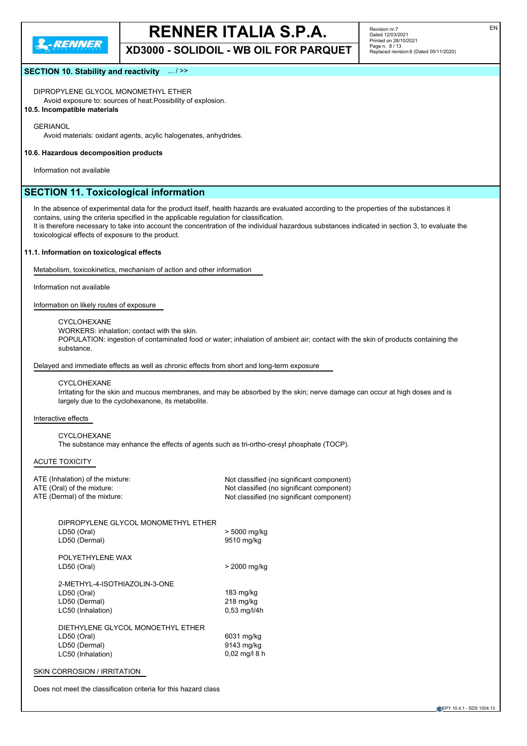## SECTION 10. Stability and reactivity ... / >>

DIPROPYLENE GLYCOL MONOMETHYL ETHER
Avoid exposure to: sources of heat.Possibility of explosion.

**10.5. Incompatible materials**

GERIANOL
Avoid materials: oxidant agents, acylic halogenates, anhydrides.

**10.6. Hazardous decomposition products**

Information not available

## SECTION 11. Toxicological information

In the absence of experimental data for the product itself, health hazards are evaluated according to the properties of the substances it contains, using the criteria specified in the applicable regulation for classification.
It is therefore necessary to take into account the concentration of the individual hazardous substances indicated in section 3, to evaluate the toxicological effects of exposure to the product.

**11.1. Information on toxicological effects**

Metabolism, toxicokinetics, mechanism of action and other information

Information not available

Information on likely routes of exposure

CYCLOHEXANE
WORKERS: inhalation; contact with the skin.
POPULATION: ingestion of contaminated food or water; inhalation of ambient air; contact with the skin of products containing the substance.

Delayed and immediate effects as well as chronic effects from short and long-term exposure

CYCLOHEXANE
Irritating for the skin and mucous membranes, and may be absorbed by the skin; nerve damage can occur at high doses and is largely due to the cyclohexanone, its metabolite.

Interactive effects

CYCLOHEXANE
The substance may enhance the effects of agents such as tri-ortho-cresyl phosphate (TOCP).

ACUTE TOXICITY

| | |
|---|---|
| ATE (Inhalation) of the mixture: | Not classified (no significant component) |
| ATE (Oral) of the mixture: | Not classified (no significant component) |
| ATE (Dermal) of the mixture: | Not classified (no significant component) |

| | |
|---|---|
| DIPROPYLENE GLYCOL MONOMETHYL ETHER | |
| LD50 (Oral) | > 5000 mg/kg |
| LD50 (Dermal) | 9510 mg/kg |
| POLYETHYLENE WAX | |
| LD50 (Oral) | > 2000 mg/kg |
| 2-METHYL-4-ISOTHIAZOLIN-3-ONE | |
| LD50 (Oral) | 183 mg/kg |
| LD50 (Dermal) | 218 mg/kg |
| LC50 (Inhalation) | 0,53 mg/l/4h |
| DIETHYLENE GLYCOL MONOETHYL ETHER | |
| LD50 (Oral) | 6031 mg/kg |
| LD50 (Dermal) | 9143 mg/kg |
| LC50 (Inhalation) | 0,02 mg/l 8 h |

SKIN CORROSION / IRRITATION

Does not meet the classification criteria for this hazard class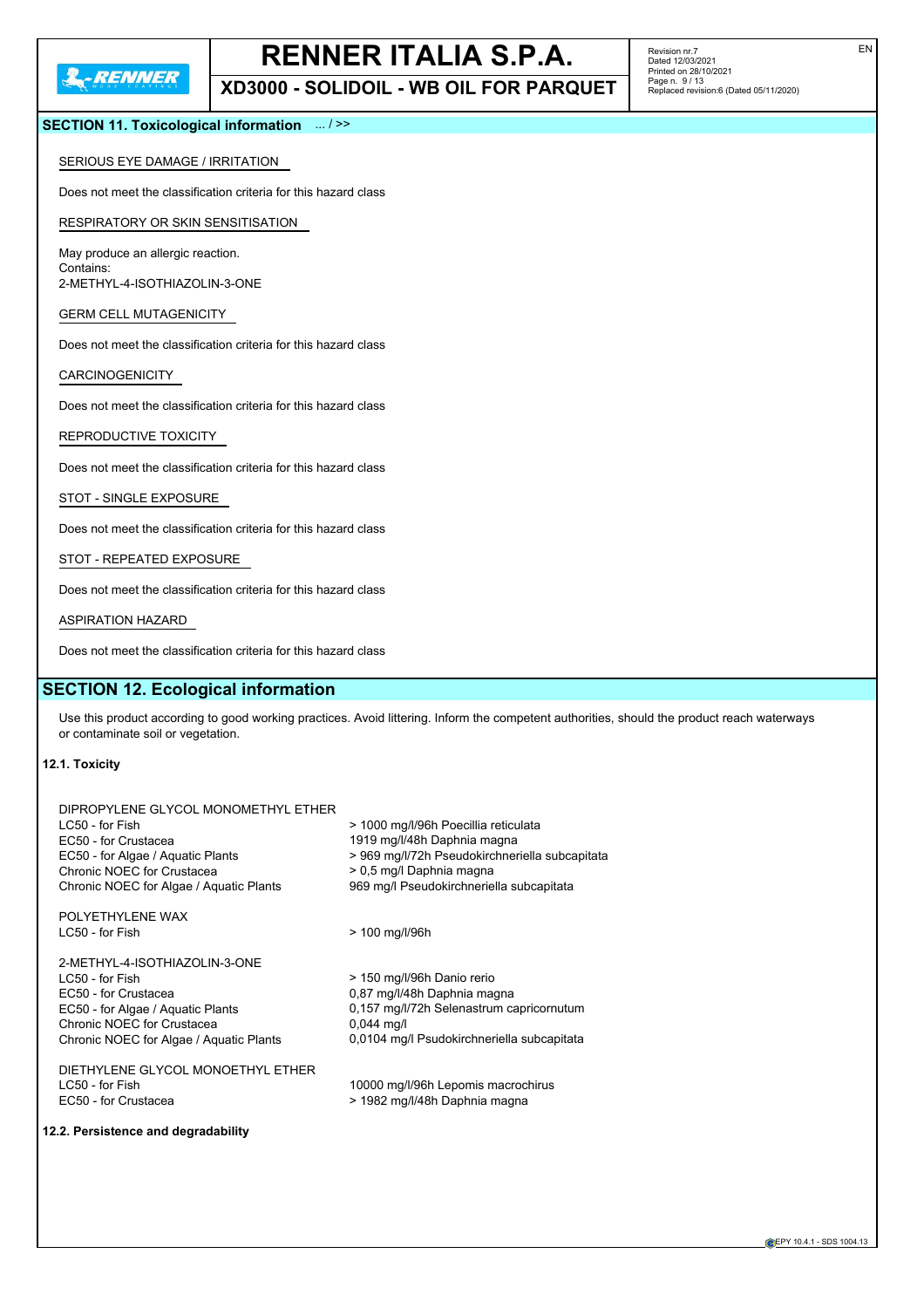## SECTION 11. Toxicological information ... / >>

SERIOUS EYE DAMAGE / IRRITATION

Does not meet the classification criteria for this hazard class

RESPIRATORY OR SKIN SENSITISATION

May produce an allergic reaction.
Contains:
2-METHYL-4-ISOTHIAZOLIN-3-ONE

GERM CELL MUTAGENICITY

Does not meet the classification criteria for this hazard class

CARCINOGENICITY

Does not meet the classification criteria for this hazard class

REPRODUCTIVE TOXICITY

Does not meet the classification criteria for this hazard class

STOT - SINGLE EXPOSURE

Does not meet the classification criteria for this hazard class

STOT - REPEATED EXPOSURE

Does not meet the classification criteria for this hazard class

ASPIRATION HAZARD

Does not meet the classification criteria for this hazard class

## SECTION 12. Ecological information

Use this product according to good working practices. Avoid littering. Inform the competent authorities, should the product reach waterways or contaminate soil or vegetation.

### 12.1. Toxicity

DIPROPYLENE GLYCOL MONOMETHYL ETHER

| | |
|---|---|
| LC50 - for Fish | > 1000 mg/l/96h Poecillia reticulata |
| EC50 - for Crustacea | 1919 mg/l/48h Daphnia magna |
| EC50 - for Algae / Aquatic Plants | > 969 mg/l/72h Pseudokirchneriella subcapitata |
| Chronic NOEC for Crustacea | > 0,5 mg/l Daphnia magna |
| Chronic NOEC for Algae / Aquatic Plants | 969 mg/l Pseudokirchneriella subcapitata |

POLYETHYLENE WAX

| | |
|---|---|
| LC50 - for Fish | > 100 mg/l/96h |

2-METHYL-4-ISOTHIAZOLIN-3-ONE

| | |
|---|---|
| LC50 - for Fish | > 150 mg/l/96h Danio rerio |
| EC50 - for Crustacea | 0,87 mg/l/48h Daphnia magna |
| EC50 - for Algae / Aquatic Plants | 0,157 mg/l/72h Selenastrum capricornutum |
| Chronic NOEC for Crustacea | 0,044 mg/l |
| Chronic NOEC for Algae / Aquatic Plants | 0,0104 mg/l Psudokirchneriella subcapitata |

DIETHYLENE GLYCOL MONOETHYL ETHER

| | |
|---|---|
| LC50 - for Fish | 10000 mg/l/96h Lepomis macrochirus |
| EC50 - for Crustacea | > 1982 mg/l/48h Daphnia magna |

### 12.2. Persistence and degradability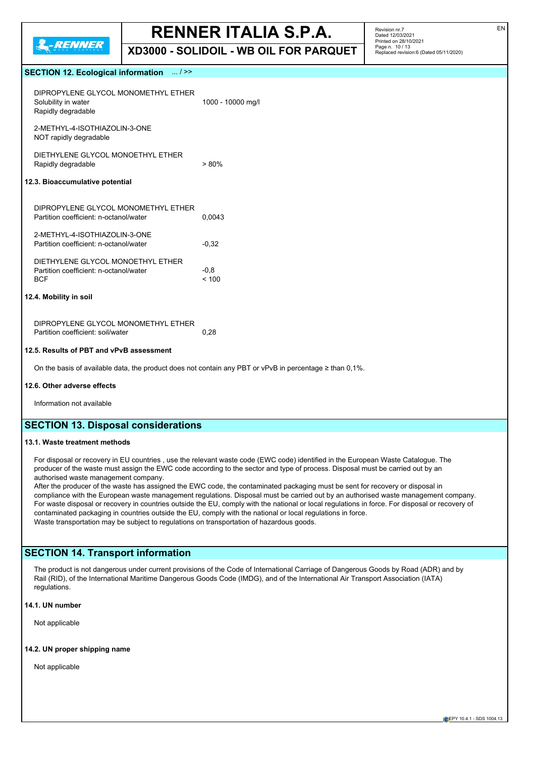## SECTION 12. Ecological information ... / >>

| | |
|---|---|
| DIPROPYLENE GLYCOL MONOMETHYL ETHER | |
| Solubility in water | 1000 - 10000 mg/l |
| Rapidly degradable | |
| 2-METHYL-4-ISOTHIAZOLIN-3-ONE | |
| NOT rapidly degradable | |
| DIETHYLENE GLYCOL MONOETHYL ETHER | |
| Rapidly degradable | > 80% |

### 12.3. Bioaccumulative potential

| | |
|---|---|
| DIPROPYLENE GLYCOL MONOMETHYL ETHER | |
| Partition coefficient: n-octanol/water | 0,0043 |
| 2-METHYL-4-ISOTHIAZOLIN-3-ONE | |
| Partition coefficient: n-octanol/water | -0,32 |
| DIETHYLENE GLYCOL MONOETHYL ETHER | |
| Partition coefficient: n-octanol/water | -0,8 |
| BCF | < 100 |

### 12.4. Mobility in soil

| | |
|---|---|
| DIPROPYLENE GLYCOL MONOMETHYL ETHER | |
| Partition coefficient: soil/water | 0,28 |

### 12.5. Results of PBT and vPvB assessment

On the basis of available data, the product does not contain any PBT or vPvB in percentage ≥ than 0,1%.

### 12.6. Other adverse effects

Information not available

## SECTION 13. Disposal considerations

### 13.1. Waste treatment methods

For disposal or recovery in EU countries , use the relevant waste code (EWC code) identified in the European Waste Catalogue. The producer of the waste must assign the EWC code according to the sector and type of process. Disposal must be carried out by an authorised waste management company.
After the producer of the waste has assigned the EWC code, the contaminated packaging must be sent for recovery or disposal in compliance with the European waste management regulations. Disposal must be carried out by an authorised waste management company.
For waste disposal or recovery in countries outside the EU, comply with the national or local regulations in force. For disposal or recovery of contaminated packaging in countries outside the EU, comply with the national or local regulations in force.
Waste transportation may be subject to regulations on transportation of hazardous goods.

## SECTION 14. Transport information

The product is not dangerous under current provisions of the Code of International Carriage of Dangerous Goods by Road (ADR) and by Rail (RID), of the International Maritime Dangerous Goods Code (IMDG), and of the International Air Transport Association (IATA) regulations.

### 14.1. UN number

Not applicable

### 14.2. UN proper shipping name

Not applicable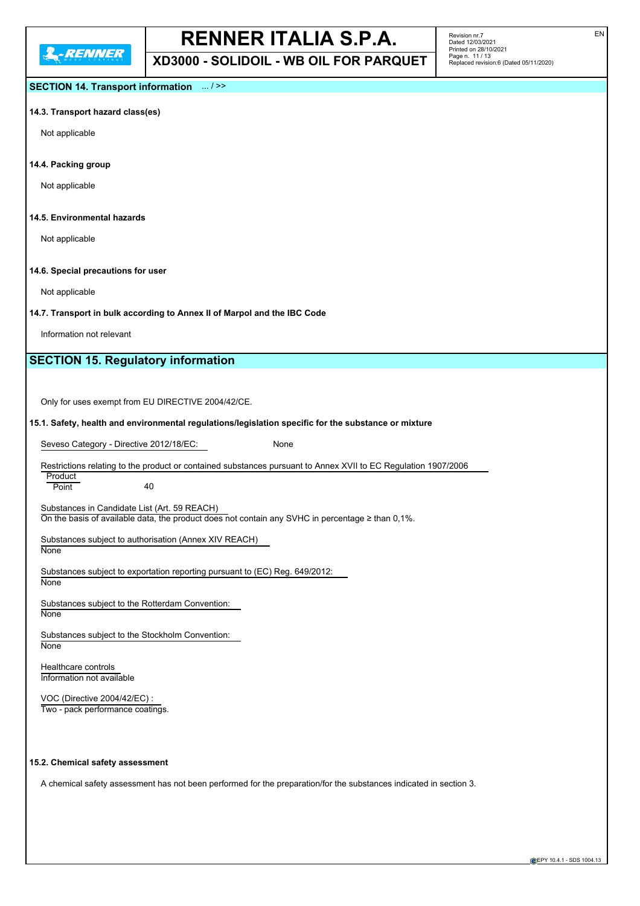## SECTION 14. Transport information ... / >>

### 14.3. Transport hazard class(es)

Not applicable

### 14.4. Packing group

Not applicable

### 14.5. Environmental hazards

Not applicable

### 14.6. Special precautions for user

Not applicable

### 14.7. Transport in bulk according to Annex II of Marpol and the IBC Code

Information not relevant

## SECTION 15. Regulatory information

Only for uses exempt from EU DIRECTIVE 2004/42/CE.

### 15.1. Safety, health and environmental regulations/legislation specific for the substance or mixture

Seveso Category - Directive 2012/18/EC: None

Restrictions relating to the product or contained substances pursuant to Annex XVII to EC Regulation 1907/2006

| Product | |
| --- | --- |
| Point | 40 |

Substances in Candidate List (Art. 59 REACH)
On the basis of available data, the product does not contain any SVHC in percentage ≥ than 0,1%.

Substances subject to authorisation (Annex XIV REACH)
None

Substances subject to exportation reporting pursuant to (EC) Reg. 649/2012:
None

Substances subject to the Rotterdam Convention:
None

Substances subject to the Stockholm Convention:
None

Healthcare controls
Information not available

VOC (Directive 2004/42/EC) :
Two - pack performance coatings.

### 15.2. Chemical safety assessment

A chemical safety assessment has not been performed for the preparation/for the substances indicated in section 3.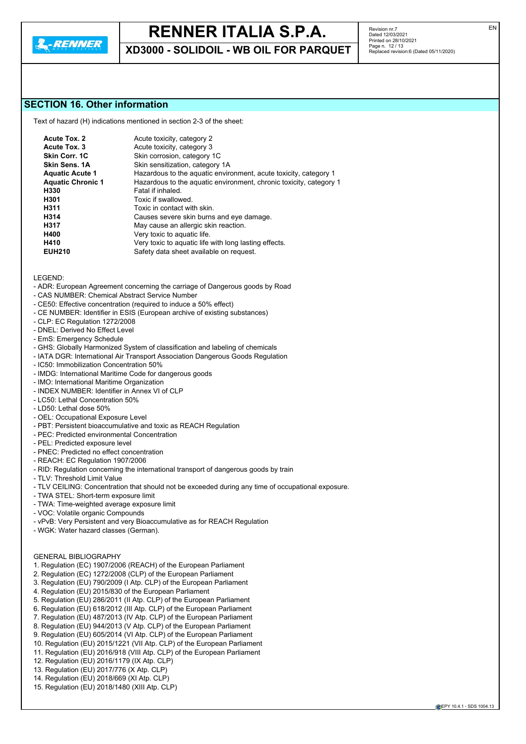## SECTION 16. Other information

Text of hazard (H) indications mentioned in section 2-3 of the sheet:

| | |
|---|---|
| **Acute Tox. 2** | Acute toxicity, category 2 |
| **Acute Tox. 3** | Acute toxicity, category 3 |
| **Skin Corr. 1C** | Skin corrosion, category 1C |
| **Skin Sens. 1A** | Skin sensitization, category 1A |
| **Aquatic Acute 1** | Hazardous to the aquatic environment, acute toxicity, category 1 |
| **Aquatic Chronic 1** | Hazardous to the aquatic environment, chronic toxicity, category 1 |
| **H330** | Fatal if inhaled. |
| **H301** | Toxic if swallowed. |
| **H311** | Toxic in contact with skin. |
| **H314** | Causes severe skin burns and eye damage. |
| **H317** | May cause an allergic skin reaction. |
| **H400** | Very toxic to aquatic life. |
| **H410** | Very toxic to aquatic life with long lasting effects. |
| **EUH210** | Safety data sheet available on request. |

LEGEND:

- ADR: European Agreement concerning the carriage of Dangerous goods by Road
- CAS NUMBER: Chemical Abstract Service Number
- CE50: Effective concentration (required to induce a 50% effect)
- CE NUMBER: Identifier in ESIS (European archive of existing substances)
- CLP: EC Regulation 1272/2008
- DNEL: Derived No Effect Level
- EmS: Emergency Schedule
- GHS: Globally Harmonized System of classification and labeling of chemicals
- IATA DGR: International Air Transport Association Dangerous Goods Regulation
- IC50: Immobilization Concentration 50%
- IMDG: International Maritime Code for dangerous goods
- IMO: International Maritime Organization
- INDEX NUMBER: Identifier in Annex VI of CLP
- LC50: Lethal Concentration 50%
- LD50: Lethal dose 50%
- OEL: Occupational Exposure Level
- PBT: Persistent bioaccumulative and toxic as REACH Regulation
- PEC: Predicted environmental Concentration
- PEL: Predicted exposure level
- PNEC: Predicted no effect concentration
- REACH: EC Regulation 1907/2006
- RID: Regulation concerning the international transport of dangerous goods by train
- TLV: Threshold Limit Value
- TLV CEILING: Concentration that should not be exceeded during any time of occupational exposure.
- TWA STEL: Short-term exposure limit
- TWA: Time-weighted average exposure limit
- VOC: Volatile organic Compounds
- vPvB: Very Persistent and very Bioaccumulative as for REACH Regulation
- WGK: Water hazard classes (German).

GENERAL BIBLIOGRAPHY

1. Regulation (EC) 1907/2006 (REACH) of the European Parliament
2. Regulation (EC) 1272/2008 (CLP) of the European Parliament
3. Regulation (EU) 790/2009 (I Atp. CLP) of the European Parliament
4. Regulation (EU) 2015/830 of the European Parliament
5. Regulation (EU) 286/2011 (II Atp. CLP) of the European Parliament
6. Regulation (EU) 618/2012 (III Atp. CLP) of the European Parliament
7. Regulation (EU) 487/2013 (IV Atp. CLP) of the European Parliament
8. Regulation (EU) 944/2013 (V Atp. CLP) of the European Parliament
9. Regulation (EU) 605/2014 (VI Atp. CLP) of the European Parliament
10. Regulation (EU) 2015/1221 (VII Atp. CLP) of the European Parliament
11. Regulation (EU) 2016/918 (VIII Atp. CLP) of the European Parliament
12. Regulation (EU) 2016/1179 (IX Atp. CLP)
13. Regulation (EU) 2017/776 (X Atp. CLP)
14. Regulation (EU) 2018/669 (XI Atp. CLP)
15. Regulation (EU) 2018/1480 (XIII Atp. CLP)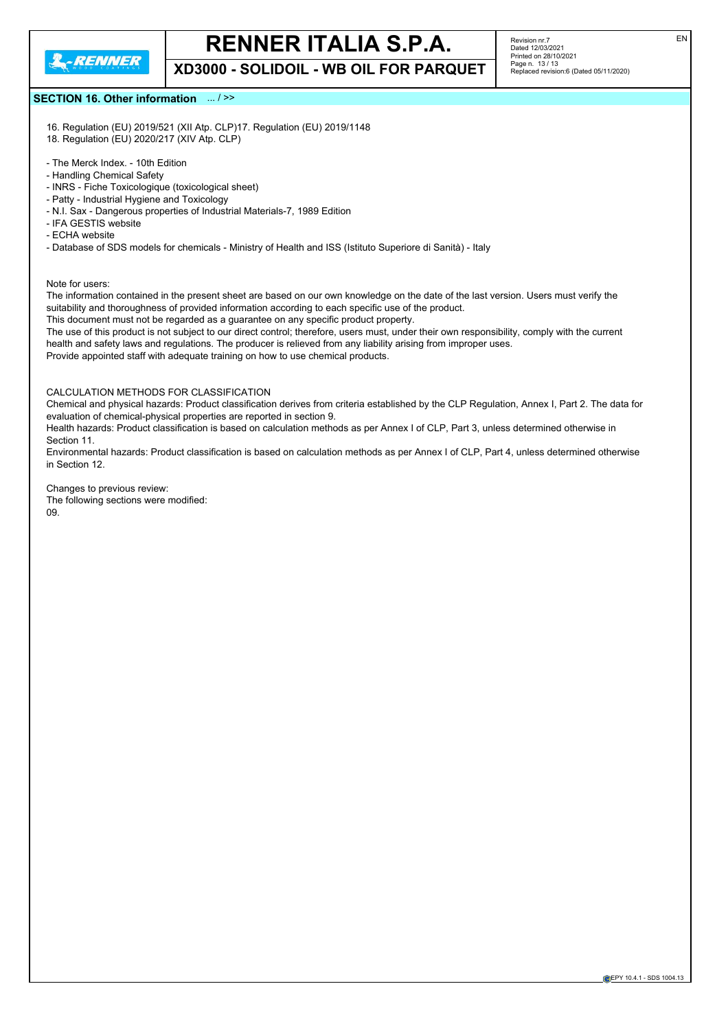## SECTION 16. Other information ... / >>

16. Regulation (EU) 2019/521 (XII Atp. CLP)17. Regulation (EU) 2019/1148
18. Regulation (EU) 2020/217 (XIV Atp. CLP)

- The Merck Index. - 10th Edition
- Handling Chemical Safety
- INRS - Fiche Toxicologique (toxicological sheet)
- Patty - Industrial Hygiene and Toxicology
- N.I. Sax - Dangerous properties of Industrial Materials-7, 1989 Edition
- IFA GESTIS website
- ECHA website
- Database of SDS models for chemicals - Ministry of Health and ISS (Istituto Superiore di Sanità) - Italy

Note for users:
The information contained in the present sheet are based on our own knowledge on the date of the last version. Users must verify the suitability and thoroughness of provided information according to each specific use of the product.
This document must not be regarded as a guarantee on any specific product property.
The use of this product is not subject to our direct control; therefore, users must, under their own responsibility, comply with the current health and safety laws and regulations. The producer is relieved from any liability arising from improper uses.
Provide appointed staff with adequate training on how to use chemical products.

CALCULATION METHODS FOR CLASSIFICATION
Chemical and physical hazards: Product classification derives from criteria established by the CLP Regulation, Annex I, Part 2. The data for evaluation of chemical-physical properties are reported in section 9.
Health hazards: Product classification is based on calculation methods as per Annex I of CLP, Part 3, unless determined otherwise in Section 11.
Environmental hazards: Product classification is based on calculation methods as per Annex I of CLP, Part 4, unless determined otherwise in Section 12.

Changes to previous review:
The following sections were modified:
09.